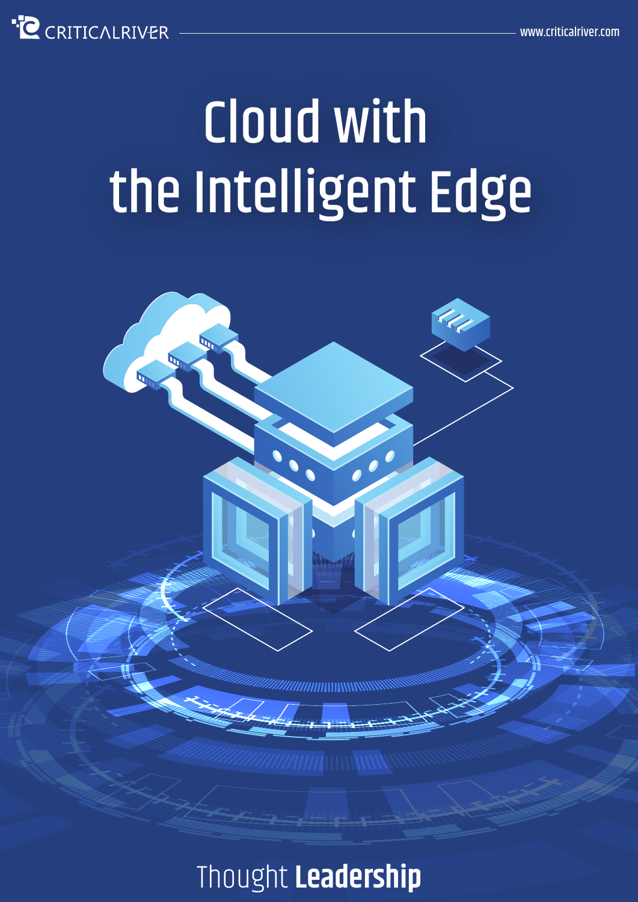# Cloud with the Intelligent Edge

Thought **Leadership**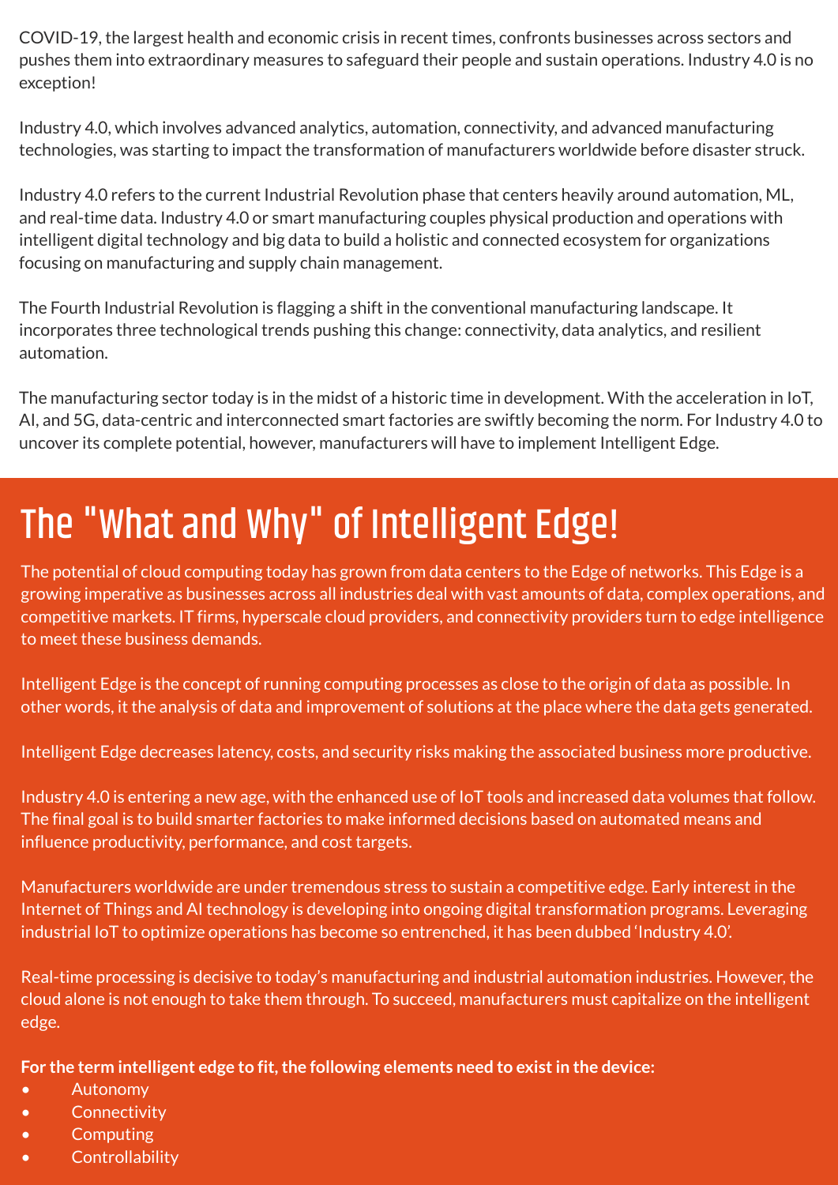COVID-19, the largest health and economic crisis in recent times, confronts businesses across sectors and pushes them into extraordinary measures to safeguard their people and sustain operations. Industry 4.0 is no exception!

Industry 4.0, which involves advanced analytics, automation, connectivity, and advanced manufacturing technologies, was starting to impact the transformation of manufacturers worldwide before disaster struck.

Industry 4.0 refers to the current Industrial Revolution phase that centers heavily around automation, ML, and real-time data. Industry 4.0 or smart manufacturing couples physical production and operations with intelligent digital technology and big data to build a holistic and connected ecosystem for organizations focusing on manufacturing and supply chain management.

The Fourth Industrial Revolution is flagging a shift in the conventional manufacturing landscape. It incorporates three technological trends pushing this change: connectivity, data analytics, and resilient automation.

The manufacturing sector today is in the midst of a historic time in development. With the acceleration in IoT, AI, and 5G, data-centric and interconnected smart factories are swiftly becoming the norm. For Industry 4.0 to uncover its complete potential, however, manufacturers will have to implement Intelligent Edge.

## The "What and Why" of Intelligent Edge!

The potential of cloud computing today has grown from data centers to the Edge of networks. This Edge is a growing imperative as businesses across all industries deal with vast amounts of data, complex operations, and competitive markets. IT firms, hyperscale cloud providers, and connectivity providers turn to edge intelligence to meet these business demands.

Intelligent Edge is the concept of running computing processes as close to the origin of data as possible. In other words, it the analysis of data and improvement of solutions at the place where the data gets generated.

Intelligent Edge decreases latency, costs, and security risks making the associated business more productive.

Industry 4.0 is entering a new age, with the enhanced use of IoT tools and increased data volumes that follow. The final goal is to build smarter factories to make informed decisions based on automated means and influence productivity, performance, and cost targets.

Manufacturers worldwide are under tremendous stress to sustain a competitive edge. Early interest in the Internet of Things and AI technology is developing into ongoing digital transformation programs. Leveraging industrial IoT to optimize operations has become so entrenched, it has been dubbed 'Industry 4.0'.

Real-time processing is decisive to today's manufacturing and industrial automation industries. However, the cloud alone is not enough to take them through. To succeed, manufacturers must capitalize on the intelligent edge.

**For the term intelligent edge to fit, the following elements need to exist in the device:**

- Autonomy
- Connectivity
- Computing
- Controllability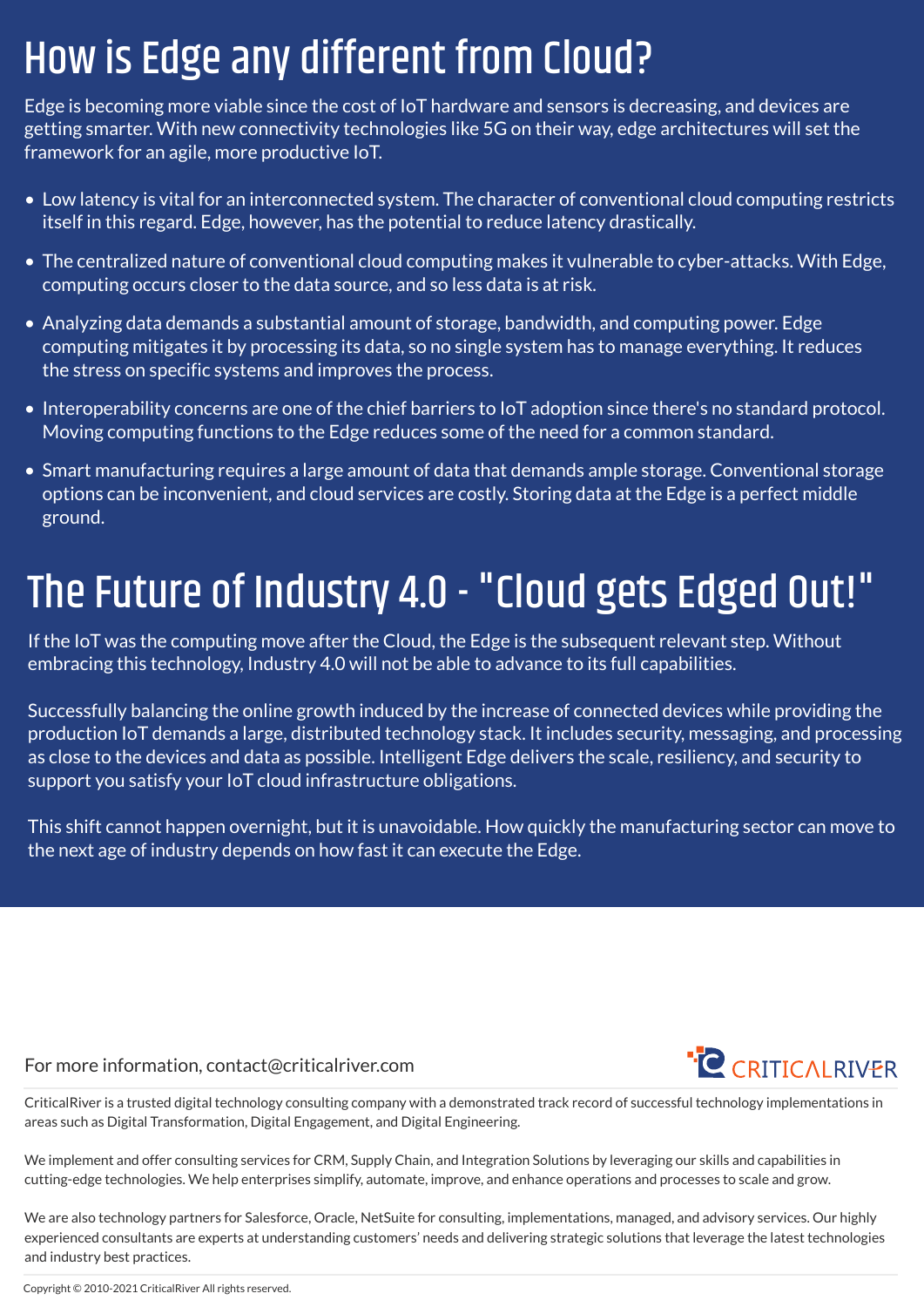# How is Edge any different from Cloud?

Edge is becoming more viable since the cost of IoT hardware and sensors is decreasing, and devices are getting smarter. With new connectivity technologies like 5G on their way, edge architectures will set the framework for an agile, more productive IoT.

- Low latency is vital for an interconnected system. The character of conventional cloud computing restricts itself in this regard. Edge, however, has the potential to reduce latency drastically.
- The centralized nature of conventional cloud computing makes it vulnerable to cyber-attacks. With Edge, computing occurs closer to the data source, and so less data is at risk.
- Analyzing data demands a substantial amount of storage, bandwidth, and computing power. Edge computing mitigates it by processing its data, so no single system has to manage everything. It reduces the stress on specific systems and improves the process.
- Interoperability concerns are one of the chief barriers to IoT adoption since there's no standard protocol. Moving computing functions to the Edge reduces some of the need for a common standard.
- Smart manufacturing requires a large amount of data that demands ample storage. Conventional storage options can be inconvenient, and cloud services are costly. Storing data at the Edge is a perfect middle ground.

# The Future of Industry 4.0 - "Cloud gets Edged Out!"

If the IoT was the computing move after the Cloud, the Edge is the subsequent relevant step. Without embracing this technology, Industry 4.0 will not be able to advance to its full capabilities.

Successfully balancing the online growth induced by the increase of connected devices while providing the production IoT demands a large, distributed technology stack. It includes security, messaging, and processing as close to the devices and data as possible. Intelligent Edge delivers the scale, resiliency, and security to support you satisfy your IoT cloud infrastructure obligations.

This shift cannot happen overnight, but it is unavoidable. How quickly the manufacturing sector can move to the next age of industry depends on how fast it can execute the Edge.

For more information, contact@criticalriver.com

CRITICALRIVER

CriticalRiver is a trusted digital technology consulting company with a demonstrated track record of successful technology implementations in areas such as Digital Transformation, Digital Engagement, and Digital Engineering.

We implement and offer consulting services for CRM, Supply Chain, and Integration Solutions by leveraging our skills and capabilities in cutting-edge technologies. We help enterprises simplify, automate, improve, and enhance operations and processes to scale and grow.

We are also technology partners for Salesforce, Oracle, NetSuite for consulting, implementations, managed, and advisory services. Our highly experienced consultants are experts at understanding customers' needs and delivering strategic solutions that leverage the latest technologies and industry best practices.

Copyright © 2010-2021 CriticalRiver All rights reserved.